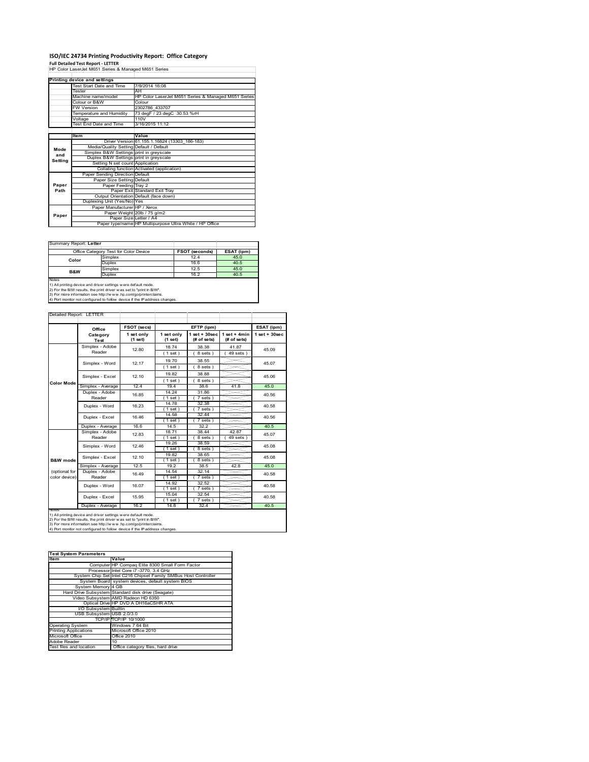# ISO/IEC 24734 Printing Productivity Report: Office Category

**Full Detailed Test Report - LETTER**

HP Color LaserJet M651 Series & Managed M651 Series

| Printing device and settings | |
|---|---|
| Test Start Date and Time | 7/9/2014 16:08 |
| Tester | AH |
| Machine name/model | HP Color LaserJet M651 Series & Managed M651 Series |
| Colour or B&W | Colour |
| FW Version | 2302786_433707 |
| Temperature and Humidity | 73 degF / 23 degC 30.53 %rH |
| Voltage | 110V |
| Test End Date and Time | 3/16/2015 11:12 |

| | Item | Value |
|---|---|---|
| | Driver Version | 61.155.1.16824 (13303_186-183) |
| Mode and Setting | Media/Quality Setting | Default / Default |
| | Simplex B&W Settings | print in greyscale |
| | Duplex B&W Settings | print in greyscale |
| | Setting N set count | Application |
| | Collating function | Activated (application) |
| Paper Path | Paper Sending Direction | Default |
| | Paper Size Setting | Default |
| | Paper Feeding | Tray 2 |
| | Paper Exit | Standard Exit Tray |
| | Output Orientation | Default (face down) |
| | Duplexing Unit (Yes/No) | Yes |
| Paper | Paper Manufacturer | HP / Xerox |
| | Paper Weight | 20lb / 75 g/m2 |
| | Paper Size | Letter / A4 |
| | Paper type/name | HP Multipurpose Ultra White / HP Office |

Summary Report: **Letter**

| Office Category Test for Color Device | | FSOT (seconds) | ESAT (ipm) |
|---|---|---|---|
| Color | Simplex | 12.4 | 45.0 |
| | Duplex | 16.6 | 40.5 |
| B&W | Simplex | 12.5 | 45.0 |
| | Duplex | 16.2 | 40.5 |

Notes
1) All printing device and driver settings were default mode.
2) For the B/W results, the print driver was set to "print in B/W".
3) For more information see http://www.hp.com/go/printerclaims.
4) Port monitor not configured to follow device if the IP address changes.

Detailed Report: LETTER

| | Office Category Test | FSOT (secs) 1 set only (1 set) | EFTP (ipm) 1 set only (1 set) | EFTP (ipm) 1 set + 30sec (# of sets) | EFTP (ipm) 1 set + 4min (# of sets) | ESAT (ipm) 1 set + 30sec |
|---|---|---|---|---|---|---|
| Color Mode | Simplex - Adobe Reader | 12.80 | 18.74 (1 set) | 38.38 (8 sets) | 41.87 (49 sets) | 45.09 |
| | Simplex - Word | 12.17 | 19.70 (1 set) | 38.55 (8 sets) | | 45.07 |
| | Simplex - Excel | 12.10 | 19.82 (1 set) | 38.88 (8 sets) | | 45.06 |
| | Simplex - Average | 12.4 | 19.4 | 38.6 | 41.8 | 45.0 |
| | Duplex - Adobe Reader | 16.85 | 14.24 (1 set) | 31.86 (7 sets) | | 40.56 |
| | Duplex - Word | 16.23 | 14.78 (1 set) | 32.38 (7 sets) | | 40.58 |
| | Duplex - Excel | 16.46 | 14.58 (1 set) | 32.44 (7 sets) | | 40.56 |
| | Duplex - Average | 16.6 | 14.5 | 32.2 | | 40.5 |
| B&W mode (optional for color device) | Simplex - Adobe Reader | 12.83 | 18.71 (1 set) | 38.44 (8 sets) | 42.87 (49 sets) | 45.07 |
| | Simplex - Word | 12.46 | 19.26 (1 set) | 38.59 (8 sets) | | 45.08 |
| | Simplex - Excel | 12.10 | 19.82 (1 set) | 38.65 (8 sets) | | 45.08 |
| | Simplex - Average | 12.5 | 19.2 | 38.5 | 42.8 | 45.0 |
| | Duplex - Adobe Reader | 16.49 | 14.54 (1 set) | 32.14 (7 sets) | | 40.58 |
| | Duplex - Word | 16.07 | 14.92 (1 set) | 32.52 (7 sets) | | 40.58 |
| | Duplex - Excel | 15.95 | 15.04 (1 set) | 32.54 (7 sets) | | 40.58 |
| | Duplex - Average | 16.2 | 14.8 | 32.4 | | 40.5 |

Notes
1) All printing device and driver settings were default mode.
2) For the B/W results, the print driver was set to "print in B/W".
3) For more information see http://www.hp.com/go/printerclaims.
4) Port monitor not configured to follow device if the IP address changes.

| Test System Parameters | |
|---|---|
| **Item** | **Value** |
| Computer | HP Compaq Elite 8300 Small Form Factor |
| Processor | Intel Core i7 -3770, 3.4 GHz |
| System Chip Set | Intel C216 Chipset Family SMBus Host Controller |
| System Board | system devices, default system BIOS |
| System Memory | 4 GB |
| Hard Drive Subsystem | Standard disk drive (Seagate) |
| Video Subsystem | AMD Radeon HD 6350 |
| Optical Drive | HP DVD A DH16aCSHR ATA |
| I/O Subsystem | Builtin |
| USB Subsystem | USB 2.0/3.0 |
| TCP/IP | TCP/IP 10/1000 |
| Operating System | Windows 7 64 Bit |
| Printing Applications | Microsoft Office 2010 |
| Microsoft Office | Office 2010 |
| Adobe Reader | 10 |
| Test files and location | Office category files, hard drive |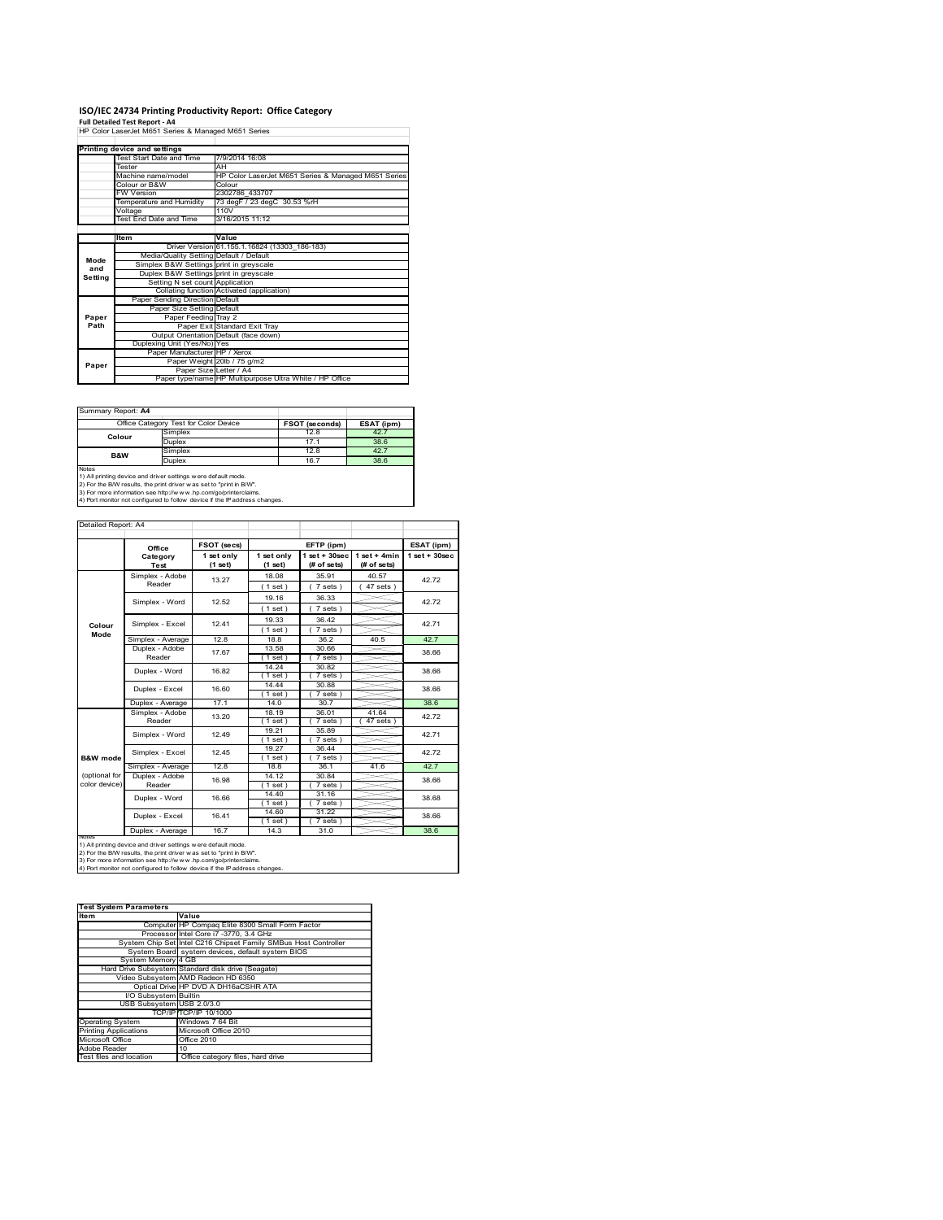# ISO/IEC 24734 Printing Productivity Report: Office Category

**Full Detailed Test Report - A4**

HP Color LaserJet M651 Series & Managed M651 Series

| Printing device and settings | |
|---|---|
| Test Start Date and Time | 7/9/2014 16:08 |
| Tester | AH |
| Machine name/model | HP Color LaserJet M651 Series & Managed M651 Series |
| Colour or B&W | Colour |
| FW Version | 2302786_433707 |
| Temperature and Humidity | 73 degF / 23 degC 30.53 %rH |
| Voltage | 110V |
| Test End Date and Time | 3/16/2015 11:12 |

| | Item | Value |
|---|---|---|
| Mode and Setting | Driver Version | 61.155.1.16824 (13303_186-183) |
| | Media/Quality Setting | Default / Default |
| | Simplex B&W Settings | print in greyscale |
| | Duplex B&W Settings | print in greyscale |
| | Setting N set count | Application |
| | Collating function | Activated (application) |
| Paper Path | Paper Sending Direction | Default |
| | Paper Size Setting | Default |
| | Paper Feeding | Tray 2 |
| | Paper Exit | Standard Exit Tray |
| | Output Orientation | Default (face down) |
| | Duplexing Unit (Yes/No) | Yes |
| Paper | Paper Manufacturer | HP / Xerox |
| | Paper Weight | 20lb / 75 g/m2 |
| | Paper Size | Letter / A4 |
| | Paper type/name | HP Multipurpose Ultra White / HP Office |

Summary Report: **A4**

| Office Category Test for Color Device | | FSOT (seconds) | ESAT (ipm) |
|---|---|---|---|
| Colour | Simplex | 12.8 | 42.7 |
| | Duplex | 17.1 | 38.6 |
| B&W | Simplex | 12.8 | 42.7 |
| | Duplex | 16.7 | 38.6 |

Notes
1) All printing device and driver settings were default mode.
2) For the B/W results, the print driver was set to "print in B/W".
3) For more information see http://www.hp.com/go/printerclaims.
4) Port monitor not configured to follow device if the IP address changes.

Detailed Report: A4

| | Office Category Test | FSOT (secs) 1 set only (1 set) | EFTP (ipm) 1 set only (1 set) | EFTP (ipm) 1 set + 30sec (# of sets) | EFTP (ipm) 1 set + 4min (# of sets) | ESAT (ipm) 1 set + 30sec |
|---|---|---|---|---|---|---|
| Colour Mode | Simplex - Adobe Reader | 13.27 | 18.08 (1 set) | 35.91 (7 sets) | 40.57 (47 sets) | 42.72 |
| | Simplex - Word | 12.52 | 19.16 (1 set) | 36.33 (7 sets) | | 42.72 |
| | Simplex - Excel | 12.41 | 19.33 (1 set) | 36.42 (7 sets) | | 42.71 |
| | Simplex - Average | 12.8 | 18.8 | 36.2 | 40.5 | 42.7 |
| | Duplex - Adobe Reader | 17.67 | 13.58 (1 set) | 30.66 (7 sets) | | 38.66 |
| | Duplex - Word | 16.82 | 14.24 (1 set) | 30.82 (7 sets) | | 38.66 |
| | Duplex - Excel | 16.60 | 14.44 (1 set) | 30.88 (7 sets) | | 38.66 |
| | Duplex - Average | 17.1 | 14.0 | 30.7 | | 38.6 |
| B&W mode (optional for color device) | Simplex - Adobe Reader | 13.20 | 18.19 (1 set) | 36.01 (7 sets) | 41.64 (47 sets) | 42.72 |
| | Simplex - Word | 12.49 | 19.21 (1 set) | 35.89 (7 sets) | | 42.71 |
| | Simplex - Excel | 12.45 | 19.27 (1 set) | 36.44 (7 sets) | | 42.72 |
| | Simplex - Average | 12.8 | 18.8 | 36.1 | 41.6 | 42.7 |
| | Duplex - Adobe Reader | 16.98 | 14.12 (1 set) | 30.84 (7 sets) | | 38.66 |
| | Duplex - Word | 16.66 | 14.40 (1 set) | 31.16 (7 sets) | | 38.68 |
| | Duplex - Excel | 16.41 | 14.60 (1 set) | 31.22 (7 sets) | | 38.66 |
| | Duplex - Average | 16.7 | 14.3 | 31.0 | | 38.6 |

Notes
1) All printing device and driver settings were default mode.
2) For the B/W results, the print driver was set to "print in B/W".
3) For more information see http://www.hp.com/go/printerclaims.
4) Port monitor not configured to follow device if the IP address changes.

| Test System Parameters | |
|---|---|
| **Item** | **Value** |
| Computer | HP Compaq Elite 8300 Small Form Factor |
| Processor | Intel Core i7 -3770, 3.4 GHz |
| System Chip Set | Intel C216 Chipset Family SMBus Host Controller |
| System Board | system devices, default system BIOS |
| System Memory | 4 GB |
| Hard Drive Subsystem | Standard disk drive (Seagate) |
| Video Subsystem | AMD Radeon HD 6350 |
| Optical Drive | HP DVD A DH16aCSHR ATA |
| I/O Subsystem | Builtin |
| USB Subsystem | USB 2.0/3.0 |
| TCP/IP | TCP/IP 10/1000 |
| Operating System | Windows 7 64 Bit |
| Printing Applications | Microsoft Office 2010 |
| Microsoft Office | Office 2010 |
| Adobe Reader | 10 |
| Test files and location | Office category files, hard drive |